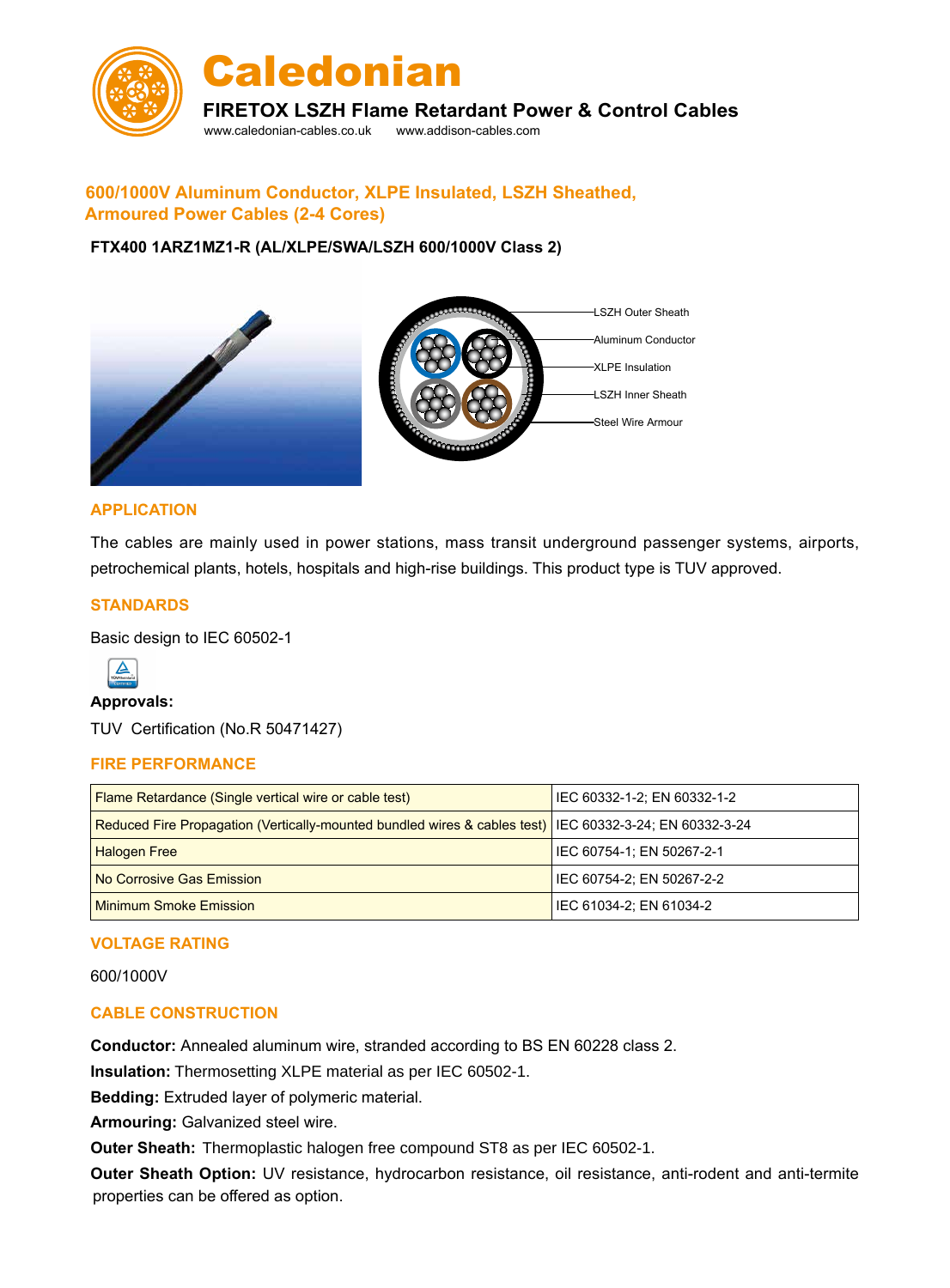# Caledonian

**FIRETOX LSZH Flame Retardant Power & Control Cables**

www.caledonian-cables.co.uk www.addison-cables.com

## 600/1000V Aluminum Conductor, XLPE Insulated, LSZH Sheathed, Armoured Power Cables (2-4 Cores)

**FTX400 1ARZ1MZ1-R (AL/XLPE/SWA/LSZH 600/1000V Class 2)**

LSZH Outer Sheath
Aluminum Conductor
XLPE Insulation
LSZH Inner Sheath
Steel Wire Armour

### APPLICATION

The cables are mainly used in power stations, mass transit underground passenger systems, airports, petrochemical plants, hotels, hospitals and high-rise buildings. This product type is TUV approved.

### STANDARDS

Basic design to IEC 60502-1

**Approvals:**

TUV Certification (No.R 50471427)

### FIRE PERFORMANCE

| Test | Standard |
|---|---|
| Flame Retardance (Single vertical wire or cable test) | IEC 60332-1-2; EN 60332-1-2 |
| Reduced Fire Propagation (Vertically-mounted bundled wires & cables test) | IEC 60332-3-24; EN 60332-3-24 |
| Halogen Free | IEC 60754-1; EN 50267-2-1 |
| No Corrosive Gas Emission | IEC 60754-2; EN 50267-2-2 |
| Minimum Smoke Emission | IEC 61034-2; EN 61034-2 |

### VOLTAGE RATING

600/1000V

### CABLE CONSTRUCTION

**Conductor:** Annealed aluminum wire, stranded according to BS EN 60228 class 2.

**Insulation:** Thermosetting XLPE material as per IEC 60502-1.

**Bedding:** Extruded layer of polymeric material.

**Armouring:** Galvanized steel wire.

**Outer Sheath:** Thermoplastic halogen free compound ST8 as per IEC 60502-1.

**Outer Sheath Option:** UV resistance, hydrocarbon resistance, oil resistance, anti-rodent and anti-termite properties can be offered as option.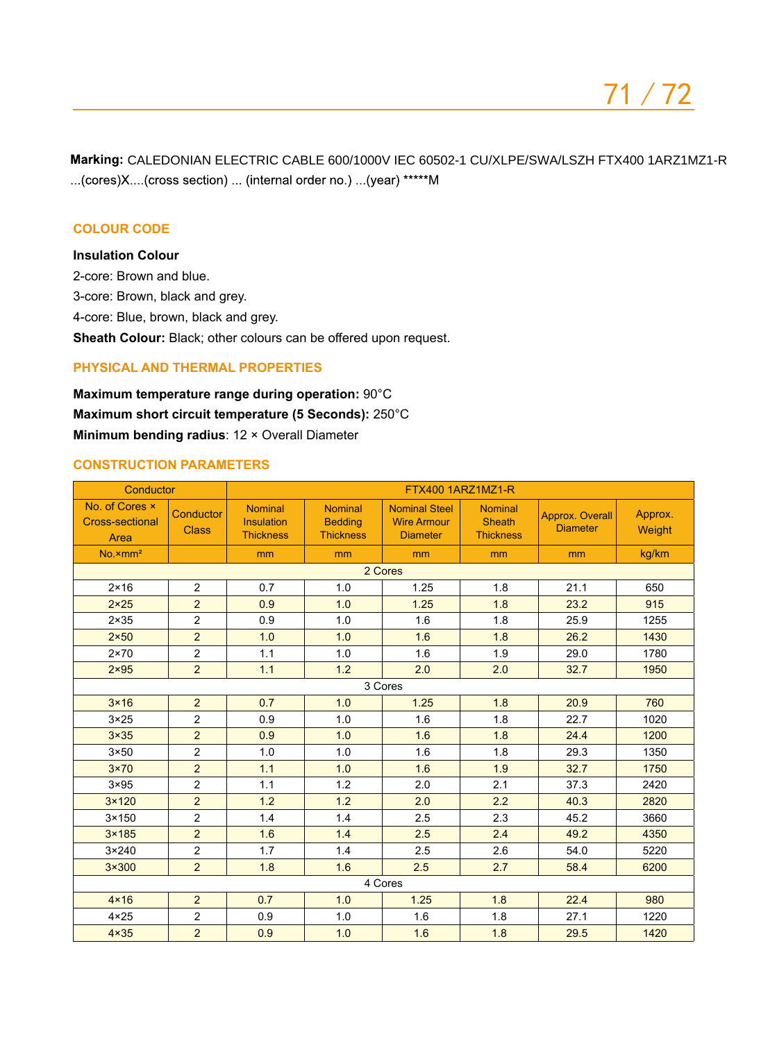**Marking:** CALEDONIAN ELECTRIC CABLE 600/1000V IEC 60502-1 CU/XLPE/SWA/LSZH FTX400 1ARZ1MZ1-R ...(cores)X....(cross section) ... (internal order no.) ...(year) *****M

## COLOUR CODE

**Insulation Colour**

2-core: Brown and blue.

3-core: Brown, black and grey.

4-core: Blue, brown, black and grey.

**Sheath Colour:** Black; other colours can be offered upon request.

## PHYSICAL AND THERMAL PROPERTIES

**Maximum temperature range during operation:** 90°C

**Maximum short circuit temperature (5 Seconds):** 250°C

**Minimum bending radius**: 12 × Overall Diameter

## CONSTRUCTION PARAMETERS

| Conductor | | FTX400 1ARZ1MZ1-R | | | | | |
|---|---|---|---|---|---|---|---|
| No. of Cores × Cross-sectional Area | Conductor Class | Nominal Insulation Thickness | Nominal Bedding Thickness | Nominal Steel Wire Armour Diameter | Nominal Sheath Thickness | Approx. Overall Diameter | Approx. Weight |
| No.×mm² | | mm | mm | mm | mm | mm | kg/km |
| 2 Cores | | | | | | | |
| 2×16 | 2 | 0.7 | 1.0 | 1.25 | 1.8 | 21.1 | 650 |
| 2×25 | 2 | 0.9 | 1.0 | 1.25 | 1.8 | 23.2 | 915 |
| 2×35 | 2 | 0.9 | 1.0 | 1.6 | 1.8 | 25.9 | 1255 |
| 2×50 | 2 | 1.0 | 1.0 | 1.6 | 1.8 | 26.2 | 1430 |
| 2×70 | 2 | 1.1 | 1.0 | 1.6 | 1.9 | 29.0 | 1780 |
| 2×95 | 2 | 1.1 | 1.2 | 2.0 | 2.0 | 32.7 | 1950 |
| 3 Cores | | | | | | | |
| 3×16 | 2 | 0.7 | 1.0 | 1.25 | 1.8 | 20.9 | 760 |
| 3×25 | 2 | 0.9 | 1.0 | 1.6 | 1.8 | 22.7 | 1020 |
| 3×35 | 2 | 0.9 | 1.0 | 1.6 | 1.8 | 24.4 | 1200 |
| 3×50 | 2 | 1.0 | 1.0 | 1.6 | 1.8 | 29.3 | 1350 |
| 3×70 | 2 | 1.1 | 1.0 | 1.6 | 1.9 | 32.7 | 1750 |
| 3×95 | 2 | 1.1 | 1.2 | 2.0 | 2.1 | 37.3 | 2420 |
| 3×120 | 2 | 1.2 | 1.2 | 2.0 | 2.2 | 40.3 | 2820 |
| 3×150 | 2 | 1.4 | 1.4 | 2.5 | 2.3 | 45.2 | 3660 |
| 3×185 | 2 | 1.6 | 1.4 | 2.5 | 2.4 | 49.2 | 4350 |
| 3×240 | 2 | 1.7 | 1.4 | 2.5 | 2.6 | 54.0 | 5220 |
| 3×300 | 2 | 1.8 | 1.6 | 2.5 | 2.7 | 58.4 | 6200 |
| 4 Cores | | | | | | | |
| 4×16 | 2 | 0.7 | 1.0 | 1.25 | 1.8 | 22.4 | 980 |
| 4×25 | 2 | 0.9 | 1.0 | 1.6 | 1.8 | 27.1 | 1220 |
| 4×35 | 2 | 0.9 | 1.0 | 1.6 | 1.8 | 29.5 | 1420 |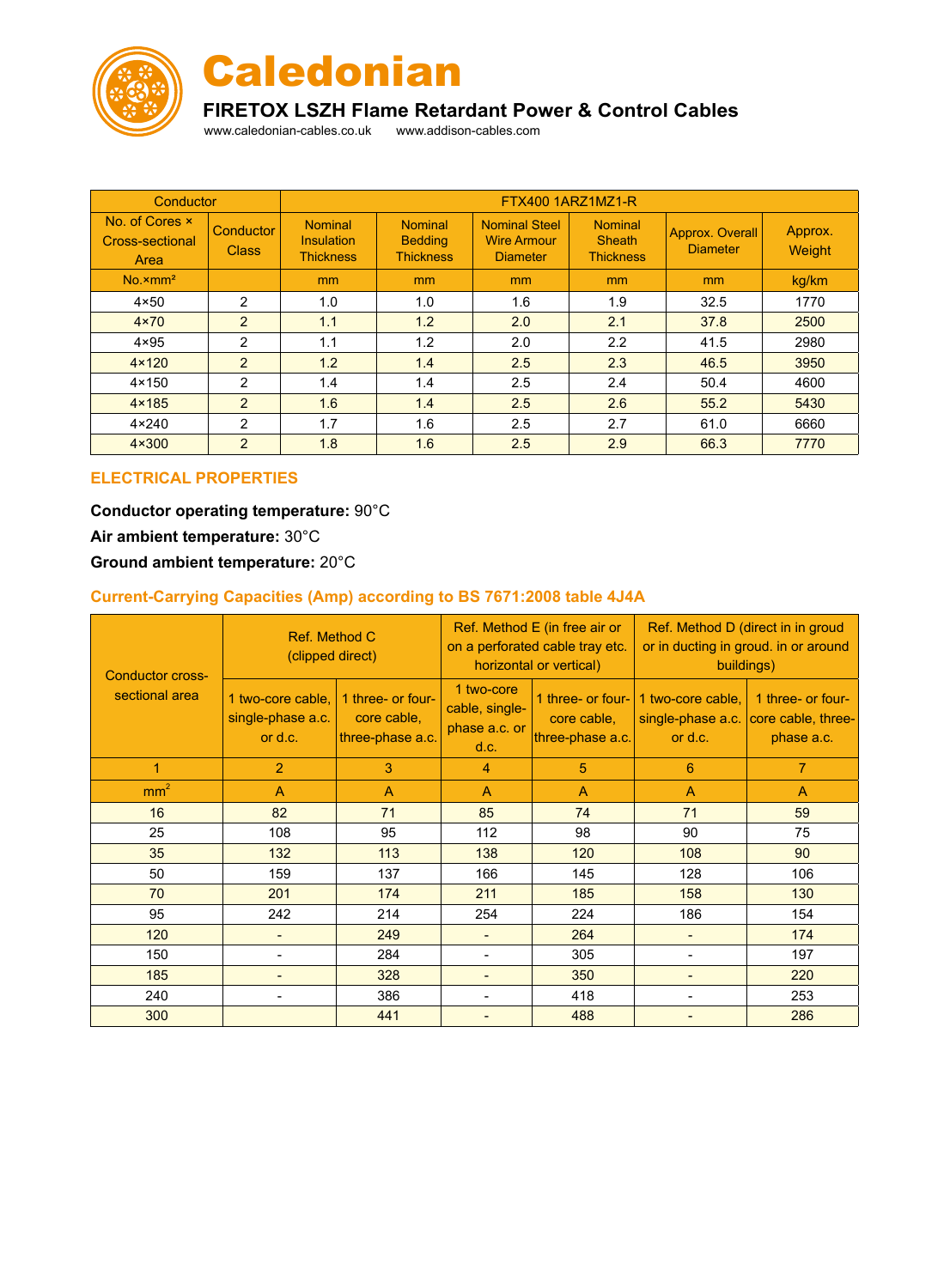# Caledonian

## FIRETOX LSZH Flame Retardant Power & Control Cables

www.caledonian-cables.co.uk www.addison-cables.com

| Conductor | | FTX400 1ARZ1MZ1-R | | | | | |
|---|---|---|---|---|---|---|---|
| No. of Cores × Cross-sectional Area | Conductor Class | Nominal Insulation Thickness | Nominal Bedding Thickness | Nominal Steel Wire Armour Diameter | Nominal Sheath Thickness | Approx. Overall Diameter | Approx. Weight |
| No.×mm² | | mm | mm | mm | mm | mm | kg/km |
| 4×50 | 2 | 1.0 | 1.0 | 1.6 | 1.9 | 32.5 | 1770 |
| 4×70 | 2 | 1.1 | 1.2 | 2.0 | 2.1 | 37.8 | 2500 |
| 4×95 | 2 | 1.1 | 1.2 | 2.0 | 2.2 | 41.5 | 2980 |
| 4×120 | 2 | 1.2 | 1.4 | 2.5 | 2.3 | 46.5 | 3950 |
| 4×150 | 2 | 1.4 | 1.4 | 2.5 | 2.4 | 50.4 | 4600 |
| 4×185 | 2 | 1.6 | 1.4 | 2.5 | 2.6 | 55.2 | 5430 |
| 4×240 | 2 | 1.7 | 1.6 | 2.5 | 2.7 | 61.0 | 6660 |
| 4×300 | 2 | 1.8 | 1.6 | 2.5 | 2.9 | 66.3 | 7770 |

## ELECTRICAL PROPERTIES

**Conductor operating temperature:** 90°C

**Air ambient temperature:** 30°C

**Ground ambient temperature:** 20°C

### Current-Carrying Capacities (Amp) according to BS 7671:2008 table 4J4A

| Conductor cross-sectional area | Ref. Method C (clipped direct) | | Ref. Method E (in free air or on a perforated cable tray etc. horizontal or vertical) | | Ref. Method D (direct in in groud or in ducting in groud. in or around buildings) | |
|---|---|---|---|---|---|---|
| | 1 two-core cable, single-phase a.c. or d.c. | 1 three- or four-core cable, three-phase a.c. | 1 two-core cable, single-phase a.c. or d.c. | 1 three- or four-core cable, three-phase a.c. | 1 two-core cable, single-phase a.c. or d.c. | 1 three- or four-core cable, three-phase a.c. |
| 1 | 2 | 3 | 4 | 5 | 6 | 7 |
| $mm^2$ | A | A | A | A | A | A |
| 16 | 82 | 71 | 85 | 74 | 71 | 59 |
| 25 | 108 | 95 | 112 | 98 | 90 | 75 |
| 35 | 132 | 113 | 138 | 120 | 108 | 90 |
| 50 | 159 | 137 | 166 | 145 | 128 | 106 |
| 70 | 201 | 174 | 211 | 185 | 158 | 130 |
| 95 | 242 | 214 | 254 | 224 | 186 | 154 |
| 120 | - | 249 | - | 264 | - | 174 |
| 150 | - | 284 | - | 305 | - | 197 |
| 185 | - | 328 | - | 350 | - | 220 |
| 240 | - | 386 | - | 418 | - | 253 |
| 300 | | 441 | - | 488 | - | 286 |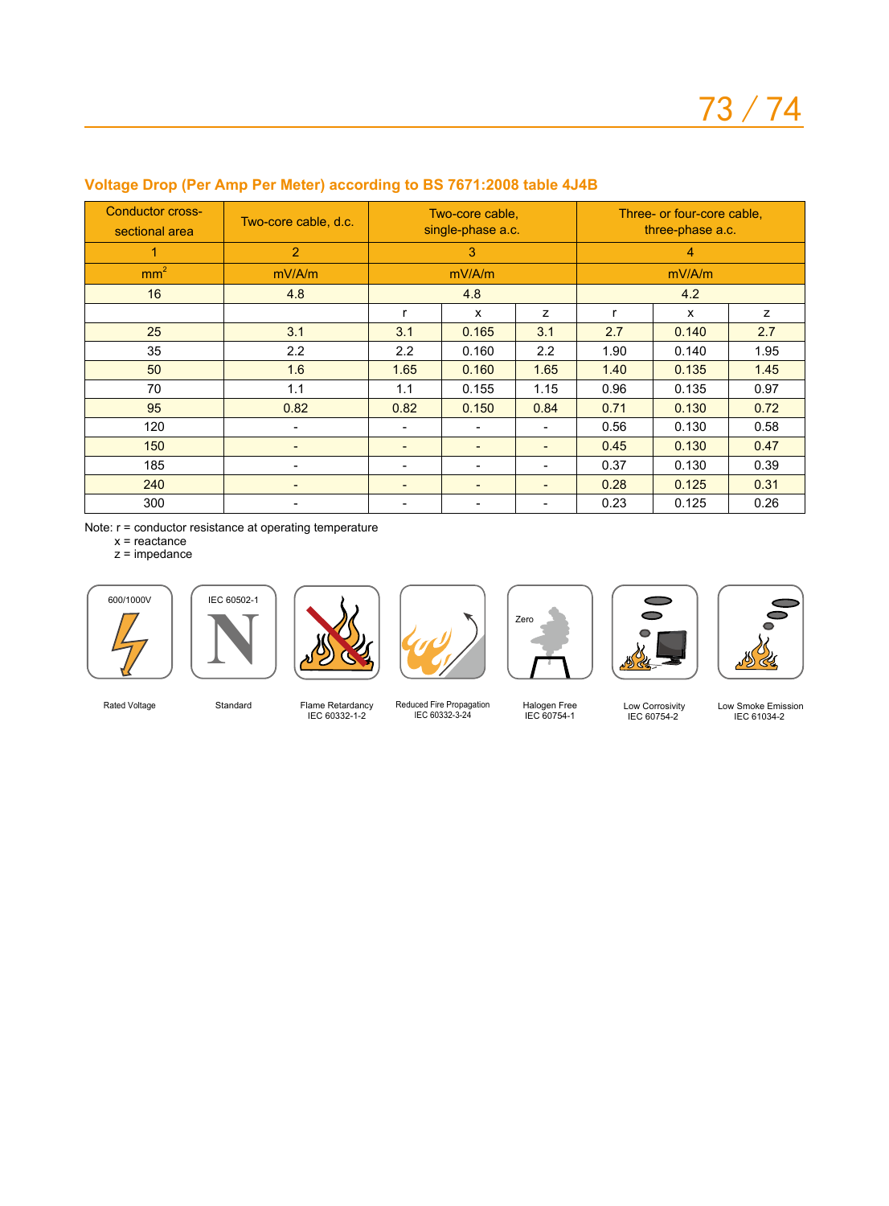## Voltage Drop (Per Amp Per Meter) according to BS 7671:2008 table 4J4B

| Conductor cross-sectional area | Two-core cable, d.c. | Two-core cable, single-phase a.c. | | | Three- or four-core cable, three-phase a.c. | | |
|---|---|---|---|---|---|---|---|
| 1 | 2 | 3 | | | 4 | | |
| $mm^2$ | mV/A/m | mV/A/m | | | mV/A/m | | |
| 16 | 4.8 | 4.8 | | | 4.2 | | |
| | | r | x | z | r | x | z |
| 25 | 3.1 | 3.1 | 0.165 | 3.1 | 2.7 | 0.140 | 2.7 |
| 35 | 2.2 | 2.2 | 0.160 | 2.2 | 1.90 | 0.140 | 1.95 |
| 50 | 1.6 | 1.65 | 0.160 | 1.65 | 1.40 | 0.135 | 1.45 |
| 70 | 1.1 | 1.1 | 0.155 | 1.15 | 0.96 | 0.135 | 0.97 |
| 95 | 0.82 | 0.82 | 0.150 | 0.84 | 0.71 | 0.130 | 0.72 |
| 120 | - | - | - | - | 0.56 | 0.130 | 0.58 |
| 150 | - | - | - | - | 0.45 | 0.130 | 0.47 |
| 185 | - | - | - | - | 0.37 | 0.130 | 0.39 |
| 240 | - | - | - | - | 0.28 | 0.125 | 0.31 |
| 300 | - | - | - | - | 0.23 | 0.125 | 0.26 |

Note: r = conductor resistance at operating temperature
x = reactance
z = impedance

600/1000V
Rated Voltage

IEC 60502-1
Standard

Flame Retardancy
IEC 60332-1-2

Reduced Fire Propagation
IEC 60332-3-24

Zero
Halogen Free
IEC 60754-1

Low Corrosivity
IEC 60754-2

Low Smoke Emission
IEC 61034-2